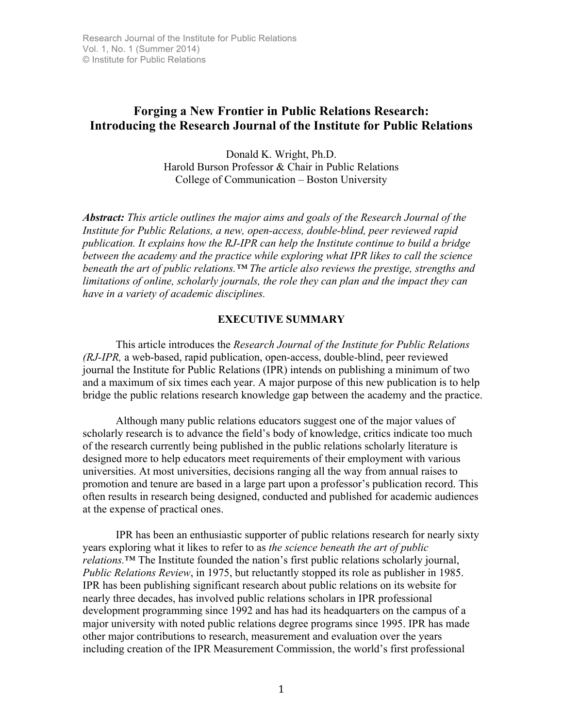# Forging a New Frontier in Public Relations Research: Introducing the Research Journal of the Institute for Public Relations

Donald K. Wright, Ph.D.
Harold Burson Professor & Chair in Public Relations
College of Communication – Boston University

***Abstract:*** *This article outlines the major aims and goals of the Research Journal of the Institute for Public Relations, a new, open-access, double-blind, peer reviewed rapid publication. It explains how the RJ-IPR can help the Institute continue to build a bridge between the academy and the practice while exploring what IPR likes to call the science beneath the art of public relations.™ The article also reviews the prestige, strengths and limitations of online, scholarly journals, the role they can plan and the impact they can have in a variety of academic disciplines.*

## EXECUTIVE SUMMARY

This article introduces the *Research Journal of the Institute for Public Relations (RJ-IPR,* a web-based, rapid publication, open-access, double-blind, peer reviewed journal the Institute for Public Relations (IPR) intends on publishing a minimum of two and a maximum of six times each year. A major purpose of this new publication is to help bridge the public relations research knowledge gap between the academy and the practice.

Although many public relations educators suggest one of the major values of scholarly research is to advance the field's body of knowledge, critics indicate too much of the research currently being published in the public relations scholarly literature is designed more to help educators meet requirements of their employment with various universities. At most universities, decisions ranging all the way from annual raises to promotion and tenure are based in a large part upon a professor's publication record. This often results in research being designed, conducted and published for academic audiences at the expense of practical ones.

IPR has been an enthusiastic supporter of public relations research for nearly sixty years exploring what it likes to refer to as *the science beneath the art of public relations.™* The Institute founded the nation's first public relations scholarly journal, *Public Relations Review*, in 1975, but reluctantly stopped its role as publisher in 1985. IPR has been publishing significant research about public relations on its website for nearly three decades, has involved public relations scholars in IPR professional development programming since 1992 and has had its headquarters on the campus of a major university with noted public relations degree programs since 1995. IPR has made other major contributions to research, measurement and evaluation over the years including creation of the IPR Measurement Commission, the world's first professional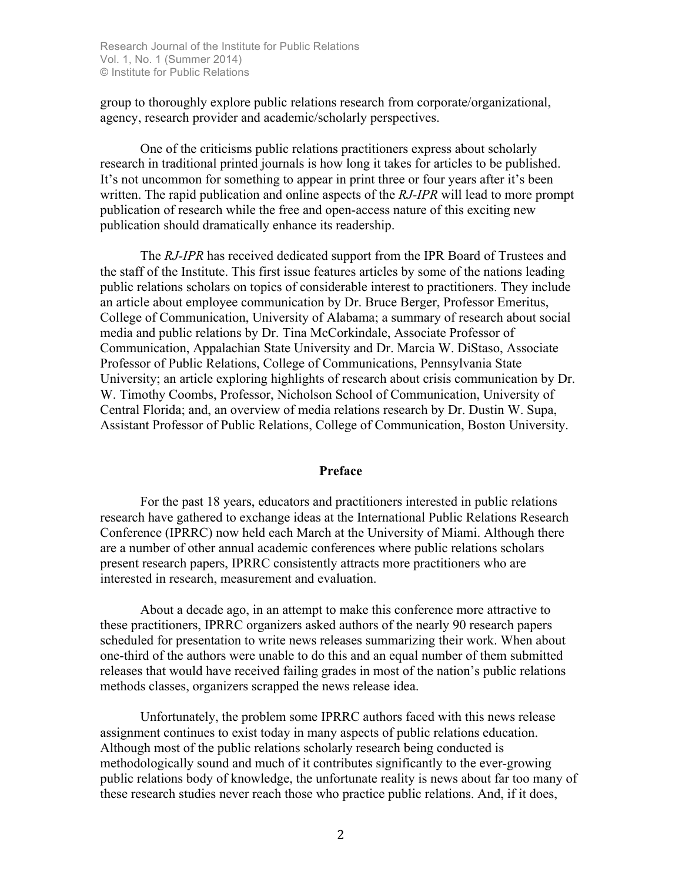group to thoroughly explore public relations research from corporate/organizational, agency, research provider and academic/scholarly perspectives.

One of the criticisms public relations practitioners express about scholarly research in traditional printed journals is how long it takes for articles to be published. It's not uncommon for something to appear in print three or four years after it's been written. The rapid publication and online aspects of the *RJ-IPR* will lead to more prompt publication of research while the free and open-access nature of this exciting new publication should dramatically enhance its readership.

The *RJ-IPR* has received dedicated support from the IPR Board of Trustees and the staff of the Institute. This first issue features articles by some of the nations leading public relations scholars on topics of considerable interest to practitioners. They include an article about employee communication by Dr. Bruce Berger, Professor Emeritus, College of Communication, University of Alabama; a summary of research about social media and public relations by Dr. Tina McCorkindale, Associate Professor of Communication, Appalachian State University and Dr. Marcia W. DiStaso, Associate Professor of Public Relations, College of Communications, Pennsylvania State University; an article exploring highlights of research about crisis communication by Dr. W. Timothy Coombs, Professor, Nicholson School of Communication, University of Central Florida; and, an overview of media relations research by Dr. Dustin W. Supa, Assistant Professor of Public Relations, College of Communication, Boston University.

## Preface

For the past 18 years, educators and practitioners interested in public relations research have gathered to exchange ideas at the International Public Relations Research Conference (IPRRC) now held each March at the University of Miami. Although there are a number of other annual academic conferences where public relations scholars present research papers, IPRRC consistently attracts more practitioners who are interested in research, measurement and evaluation.

About a decade ago, in an attempt to make this conference more attractive to these practitioners, IPRRC organizers asked authors of the nearly 90 research papers scheduled for presentation to write news releases summarizing their work. When about one-third of the authors were unable to do this and an equal number of them submitted releases that would have received failing grades in most of the nation's public relations methods classes, organizers scrapped the news release idea.

Unfortunately, the problem some IPRRC authors faced with this news release assignment continues to exist today in many aspects of public relations education. Although most of the public relations scholarly research being conducted is methodologically sound and much of it contributes significantly to the ever-growing public relations body of knowledge, the unfortunate reality is news about far too many of these research studies never reach those who practice public relations. And, if it does,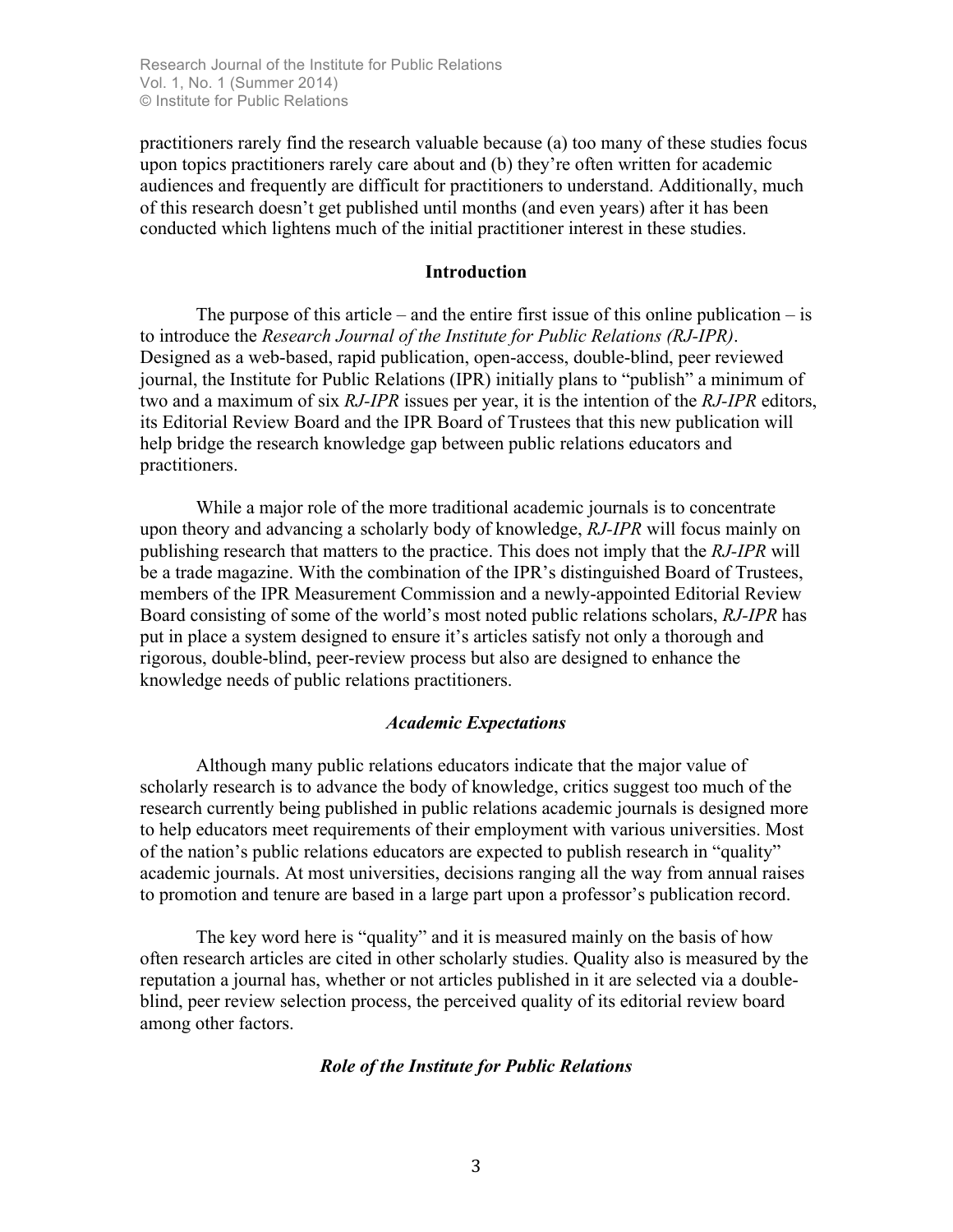practitioners rarely find the research valuable because (a) too many of these studies focus upon topics practitioners rarely care about and (b) they're often written for academic audiences and frequently are difficult for practitioners to understand. Additionally, much of this research doesn't get published until months (and even years) after it has been conducted which lightens much of the initial practitioner interest in these studies.

## Introduction

The purpose of this article – and the entire first issue of this online publication – is to introduce the *Research Journal of the Institute for Public Relations (RJ-IPR)*. Designed as a web-based, rapid publication, open-access, double-blind, peer reviewed journal, the Institute for Public Relations (IPR) initially plans to "publish" a minimum of two and a maximum of six *RJ-IPR* issues per year, it is the intention of the *RJ-IPR* editors, its Editorial Review Board and the IPR Board of Trustees that this new publication will help bridge the research knowledge gap between public relations educators and practitioners.

While a major role of the more traditional academic journals is to concentrate upon theory and advancing a scholarly body of knowledge, *RJ-IPR* will focus mainly on publishing research that matters to the practice. This does not imply that the *RJ-IPR* will be a trade magazine. With the combination of the IPR's distinguished Board of Trustees, members of the IPR Measurement Commission and a newly-appointed Editorial Review Board consisting of some of the world's most noted public relations scholars, *RJ-IPR* has put in place a system designed to ensure it's articles satisfy not only a thorough and rigorous, double-blind, peer-review process but also are designed to enhance the knowledge needs of public relations practitioners.

### *Academic Expectations*

Although many public relations educators indicate that the major value of scholarly research is to advance the body of knowledge, critics suggest too much of the research currently being published in public relations academic journals is designed more to help educators meet requirements of their employment with various universities. Most of the nation's public relations educators are expected to publish research in "quality" academic journals. At most universities, decisions ranging all the way from annual raises to promotion and tenure are based in a large part upon a professor's publication record.

The key word here is "quality" and it is measured mainly on the basis of how often research articles are cited in other scholarly studies. Quality also is measured by the reputation a journal has, whether or not articles published in it are selected via a double-blind, peer review selection process, the perceived quality of its editorial review board among other factors.

### *Role of the Institute for Public Relations*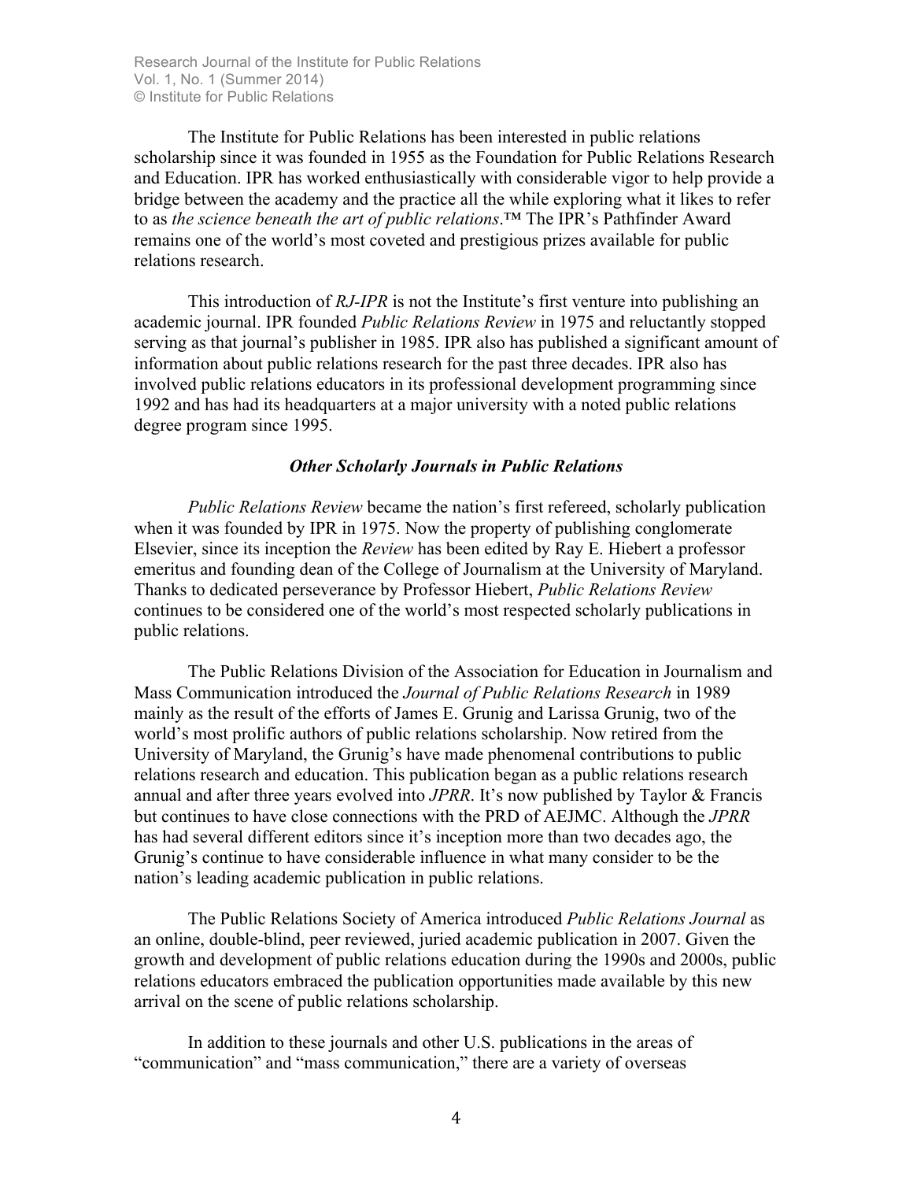The Institute for Public Relations has been interested in public relations scholarship since it was founded in 1955 as the Foundation for Public Relations Research and Education. IPR has worked enthusiastically with considerable vigor to help provide a bridge between the academy and the practice all the while exploring what it likes to refer to as *the science beneath the art of public relations*.™ The IPR's Pathfinder Award remains one of the world's most coveted and prestigious prizes available for public relations research.

This introduction of *RJ-IPR* is not the Institute's first venture into publishing an academic journal. IPR founded *Public Relations Review* in 1975 and reluctantly stopped serving as that journal's publisher in 1985. IPR also has published a significant amount of information about public relations research for the past three decades. IPR also has involved public relations educators in its professional development programming since 1992 and has had its headquarters at a major university with a noted public relations degree program since 1995.

### *Other Scholarly Journals in Public Relations*

*Public Relations Review* became the nation's first refereed, scholarly publication when it was founded by IPR in 1975. Now the property of publishing conglomerate Elsevier, since its inception the *Review* has been edited by Ray E. Hiebert a professor emeritus and founding dean of the College of Journalism at the University of Maryland. Thanks to dedicated perseverance by Professor Hiebert, *Public Relations Review* continues to be considered one of the world's most respected scholarly publications in public relations.

The Public Relations Division of the Association for Education in Journalism and Mass Communication introduced the *Journal of Public Relations Research* in 1989 mainly as the result of the efforts of James E. Grunig and Larissa Grunig, two of the world's most prolific authors of public relations scholarship. Now retired from the University of Maryland, the Grunig's have made phenomenal contributions to public relations research and education. This publication began as a public relations research annual and after three years evolved into *JPRR*. It's now published by Taylor & Francis but continues to have close connections with the PRD of AEJMC. Although the *JPRR* has had several different editors since it's inception more than two decades ago, the Grunig's continue to have considerable influence in what many consider to be the nation's leading academic publication in public relations.

The Public Relations Society of America introduced *Public Relations Journal* as an online, double-blind, peer reviewed, juried academic publication in 2007. Given the growth and development of public relations education during the 1990s and 2000s, public relations educators embraced the publication opportunities made available by this new arrival on the scene of public relations scholarship.

In addition to these journals and other U.S. publications in the areas of "communication" and "mass communication," there are a variety of overseas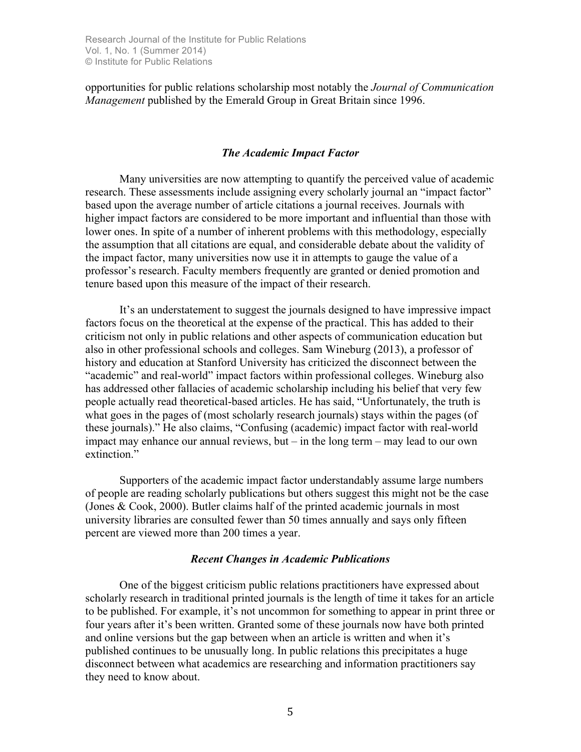opportunities for public relations scholarship most notably the *Journal of Communication Management* published by the Emerald Group in Great Britain since 1996.

### *The Academic Impact Factor*

Many universities are now attempting to quantify the perceived value of academic research. These assessments include assigning every scholarly journal an "impact factor" based upon the average number of article citations a journal receives. Journals with higher impact factors are considered to be more important and influential than those with lower ones. In spite of a number of inherent problems with this methodology, especially the assumption that all citations are equal, and considerable debate about the validity of the impact factor, many universities now use it in attempts to gauge the value of a professor's research. Faculty members frequently are granted or denied promotion and tenure based upon this measure of the impact of their research.

It's an understatement to suggest the journals designed to have impressive impact factors focus on the theoretical at the expense of the practical. This has added to their criticism not only in public relations and other aspects of communication education but also in other professional schools and colleges. Sam Wineburg (2013), a professor of history and education at Stanford University has criticized the disconnect between the "academic" and real-world" impact factors within professional colleges. Wineburg also has addressed other fallacies of academic scholarship including his belief that very few people actually read theoretical-based articles. He has said, "Unfortunately, the truth is what goes in the pages of (most scholarly research journals) stays within the pages (of these journals)." He also claims, "Confusing (academic) impact factor with real-world impact may enhance our annual reviews, but – in the long term – may lead to our own extinction."

Supporters of the academic impact factor understandably assume large numbers of people are reading scholarly publications but others suggest this might not be the case (Jones & Cook, 2000). Butler claims half of the printed academic journals in most university libraries are consulted fewer than 50 times annually and says only fifteen percent are viewed more than 200 times a year.

### *Recent Changes in Academic Publications*

One of the biggest criticism public relations practitioners have expressed about scholarly research in traditional printed journals is the length of time it takes for an article to be published. For example, it's not uncommon for something to appear in print three or four years after it's been written. Granted some of these journals now have both printed and online versions but the gap between when an article is written and when it's published continues to be unusually long. In public relations this precipitates a huge disconnect between what academics are researching and information practitioners say they need to know about.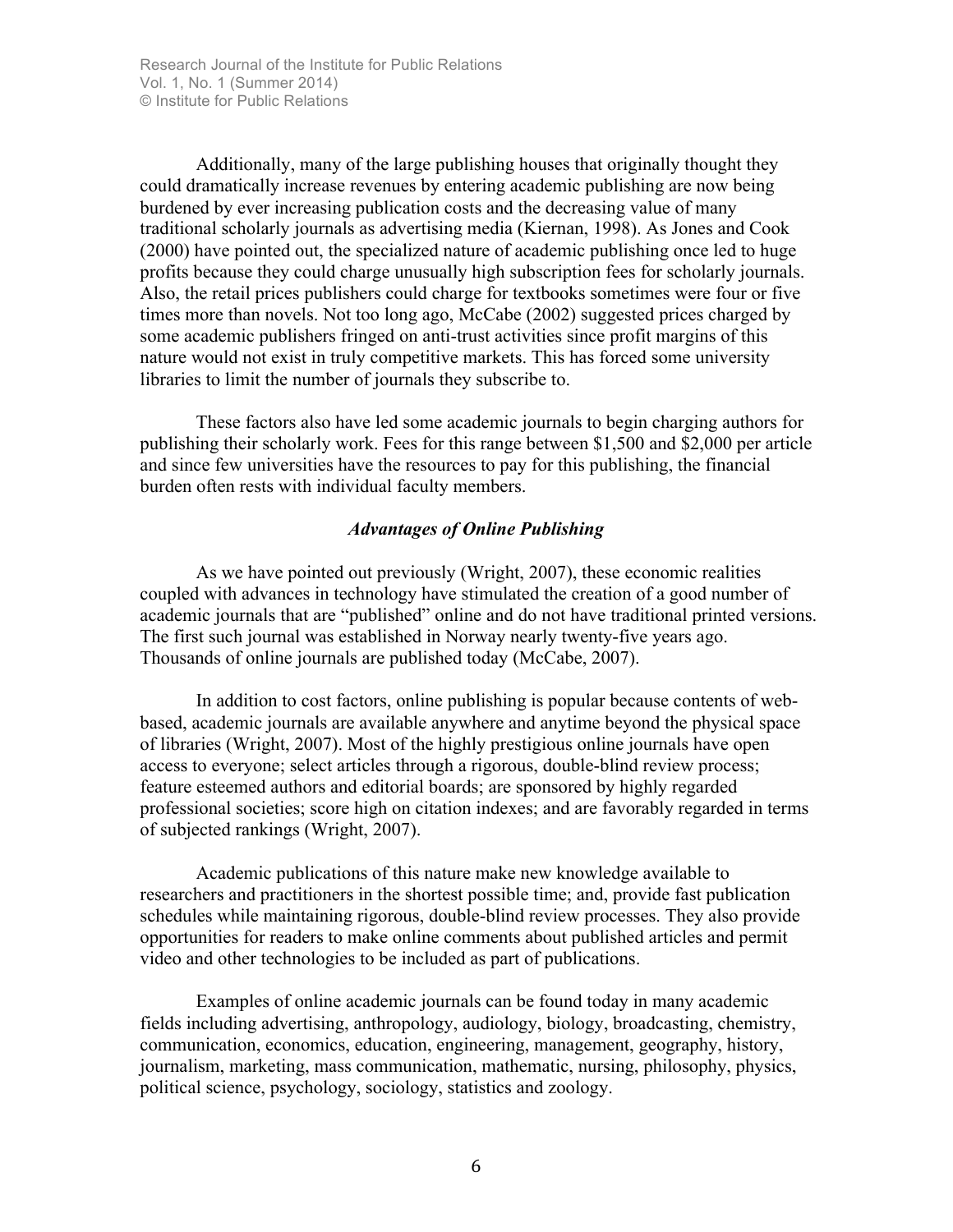Additionally, many of the large publishing houses that originally thought they could dramatically increase revenues by entering academic publishing are now being burdened by ever increasing publication costs and the decreasing value of many traditional scholarly journals as advertising media (Kiernan, 1998). As Jones and Cook (2000) have pointed out, the specialized nature of academic publishing once led to huge profits because they could charge unusually high subscription fees for scholarly journals. Also, the retail prices publishers could charge for textbooks sometimes were four or five times more than novels. Not too long ago, McCabe (2002) suggested prices charged by some academic publishers fringed on anti-trust activities since profit margins of this nature would not exist in truly competitive markets. This has forced some university libraries to limit the number of journals they subscribe to.

These factors also have led some academic journals to begin charging authors for publishing their scholarly work. Fees for this range between $1,500 and $2,000 per article and since few universities have the resources to pay for this publishing, the financial burden often rests with individual faculty members.

### *Advantages of Online Publishing*

As we have pointed out previously (Wright, 2007), these economic realities coupled with advances in technology have stimulated the creation of a good number of academic journals that are "published" online and do not have traditional printed versions. The first such journal was established in Norway nearly twenty-five years ago. Thousands of online journals are published today (McCabe, 2007).

In addition to cost factors, online publishing is popular because contents of web-based, academic journals are available anywhere and anytime beyond the physical space of libraries (Wright, 2007). Most of the highly prestigious online journals have open access to everyone; select articles through a rigorous, double-blind review process; feature esteemed authors and editorial boards; are sponsored by highly regarded professional societies; score high on citation indexes; and are favorably regarded in terms of subjected rankings (Wright, 2007).

Academic publications of this nature make new knowledge available to researchers and practitioners in the shortest possible time; and, provide fast publication schedules while maintaining rigorous, double-blind review processes. They also provide opportunities for readers to make online comments about published articles and permit video and other technologies to be included as part of publications.

Examples of online academic journals can be found today in many academic fields including advertising, anthropology, audiology, biology, broadcasting, chemistry, communication, economics, education, engineering, management, geography, history, journalism, marketing, mass communication, mathematic, nursing, philosophy, physics, political science, psychology, sociology, statistics and zoology.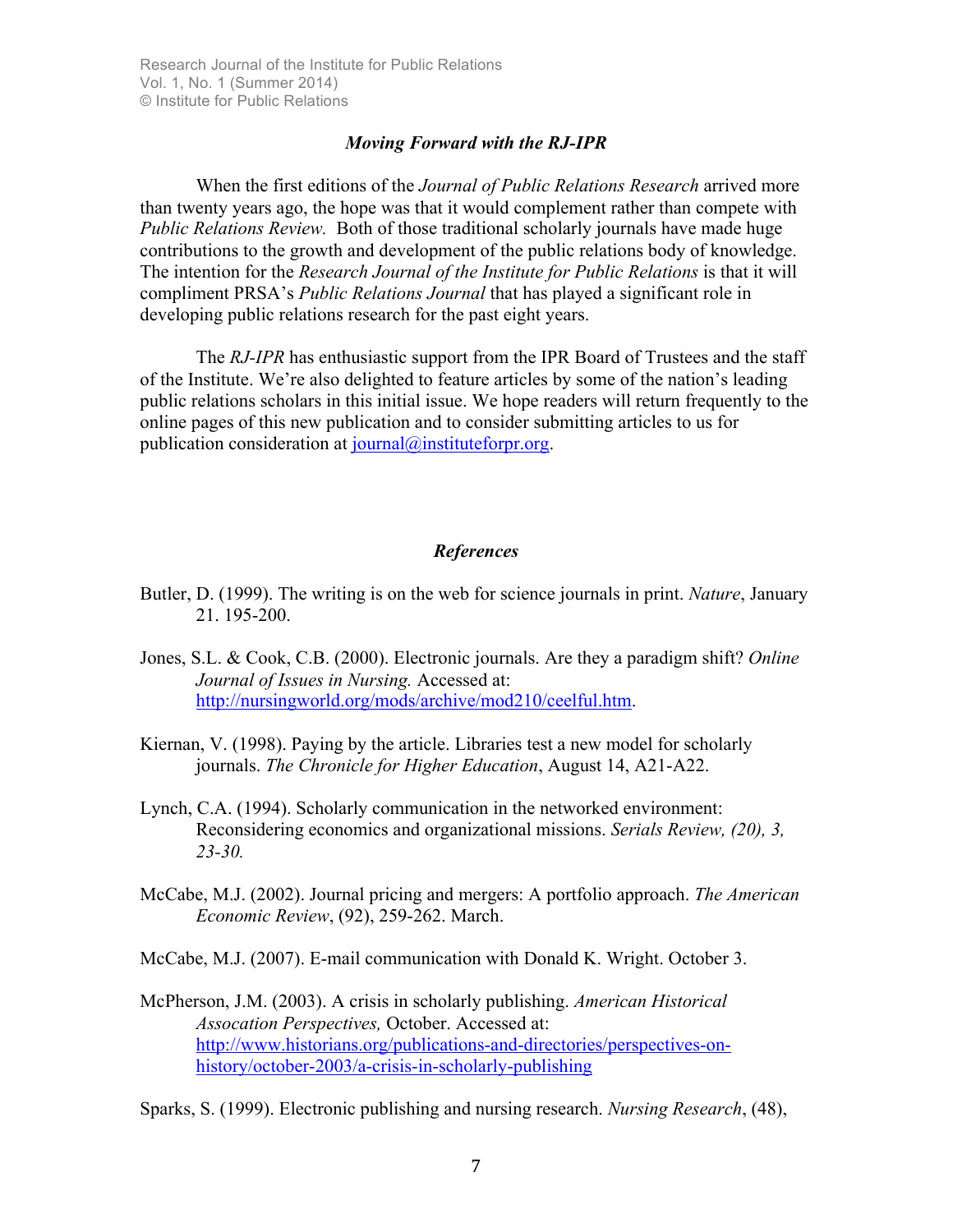## *Moving Forward with the RJ-IPR*

When the first editions of the *Journal of Public Relations Research* arrived more than twenty years ago, the hope was that it would complement rather than compete with *Public Relations Review.* Both of those traditional scholarly journals have made huge contributions to the growth and development of the public relations body of knowledge. The intention for the *Research Journal of the Institute for Public Relations* is that it will compliment PRSA's *Public Relations Journal* that has played a significant role in developing public relations research for the past eight years.

The *RJ-IPR* has enthusiastic support from the IPR Board of Trustees and the staff of the Institute. We're also delighted to feature articles by some of the nation's leading public relations scholars in this initial issue. We hope readers will return frequently to the online pages of this new publication and to consider submitting articles to us for publication consideration at journal@instituteforpr.org.

## *References*

Butler, D. (1999). The writing is on the web for science journals in print. *Nature*, January 21. 195-200.

Jones, S.L. & Cook, C.B. (2000). Electronic journals. Are they a paradigm shift? *Online Journal of Issues in Nursing.* Accessed at: http://nursingworld.org/mods/archive/mod210/ceelful.htm.

Kiernan, V. (1998). Paying by the article. Libraries test a new model for scholarly journals. *The Chronicle for Higher Education*, August 14, A21-A22.

Lynch, C.A. (1994). Scholarly communication in the networked environment: Reconsidering economics and organizational missions. *Serials Review, (20), 3, 23-30.*

McCabe, M.J. (2002). Journal pricing and mergers: A portfolio approach. *The American Economic Review*, (92), 259-262. March.

McCabe, M.J. (2007). E-mail communication with Donald K. Wright. October 3.

McPherson, J.M. (2003). A crisis in scholarly publishing. *American Historical Assocation Perspectives,* October. Accessed at: http://www.historians.org/publications-and-directories/perspectives-on-history/october-2003/a-crisis-in-scholarly-publishing

Sparks, S. (1999). Electronic publishing and nursing research. *Nursing Research*, (48),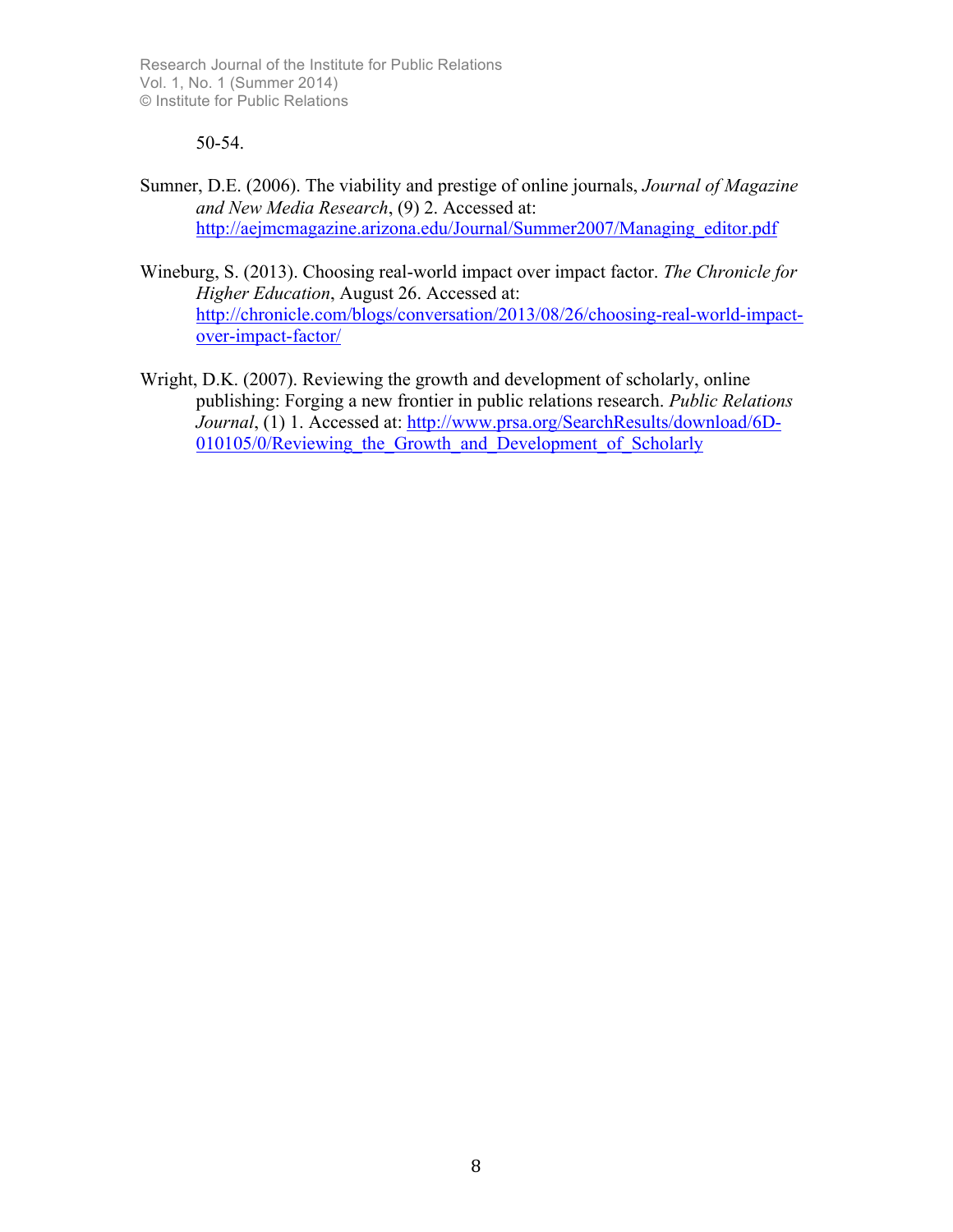50-54.

Sumner, D.E. (2006). The viability and prestige of online journals, *Journal of Magazine and New Media Research*, (9) 2. Accessed at: http://aejmcmagazine.arizona.edu/Journal/Summer2007/Managing_editor.pdf

Wineburg, S. (2013). Choosing real-world impact over impact factor. *The Chronicle for Higher Education*, August 26. Accessed at: http://chronicle.com/blogs/conversation/2013/08/26/choosing-real-world-impact-over-impact-factor/

Wright, D.K. (2007). Reviewing the growth and development of scholarly, online publishing: Forging a new frontier in public relations research. *Public Relations Journal*, (1) 1. Accessed at: http://www.prsa.org/SearchResults/download/6D-010105/0/Reviewing_the_Growth_and_Development_of_Scholarly